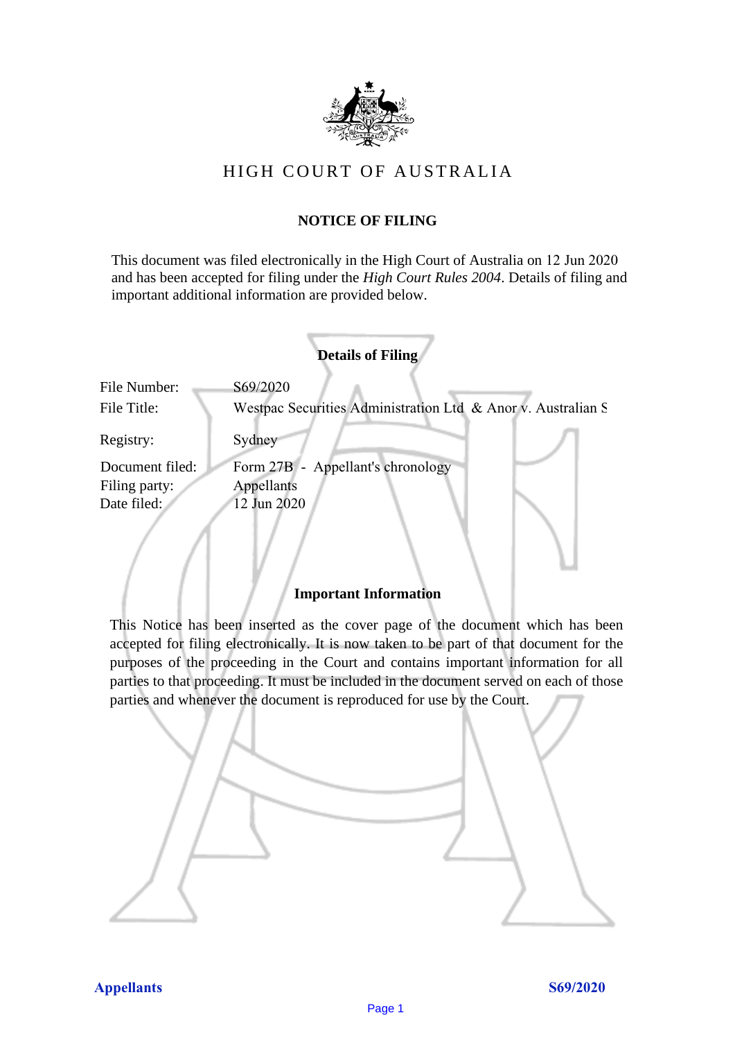# HIGH COURT OF AUSTRALIA

## NOTICE OF FILING

This document was filed electronically in the High Court of Australia on 12 Jun 2020 and has been accepted for filing under the *High Court Rules 2004*. Details of filing and important additional information are provided below.

### Details of Filing

| | |
|---|---|
| File Number: | S69/2020 |
| File Title: | Westpac Securities Administration Ltd & Anor v. Australian S |
| Registry: | Sydney |
| Document filed: | Form 27B - Appellant's chronology |
| Filing party: | Appellants |
| Date filed: | 12 Jun 2020 |

### Important Information

This Notice has been inserted as the cover page of the document which has been accepted for filing electronically. It is now taken to be part of that document for the purposes of the proceeding in the Court and contains important information for all parties to that proceeding. It must be included in the document served on each of those parties and whenever the document is reproduced for use by the Court.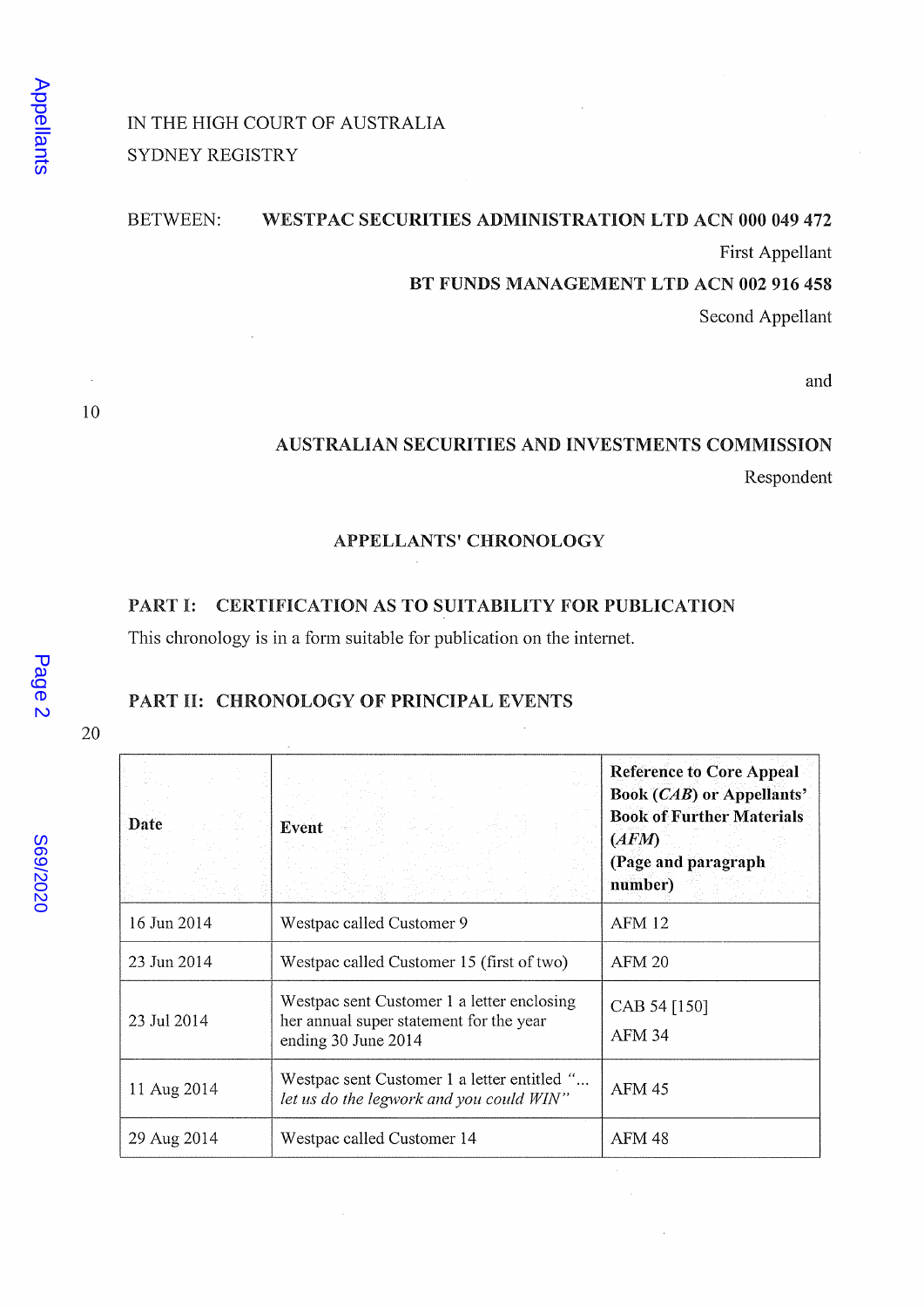IN THE HIGH COURT OF AUSTRALIA
SYDNEY REGISTRY

BETWEEN: **WESTPAC SECURITIES ADMINISTRATION LTD ACN 000 049 472**
First Appellant

**BT FUNDS MANAGEMENT LTD ACN 002 916 458**
Second Appellant

and

**AUSTRALIAN SECURITIES AND INVESTMENTS COMMISSION**
Respondent

## APPELLANTS' CHRONOLOGY

## PART I: CERTIFICATION AS TO SUITABILITY FOR PUBLICATION

This chronology is in a form suitable for publication on the internet.

## PART II: CHRONOLOGY OF PRINCIPAL EVENTS

| Date | Event | Reference to Core Appeal Book (*CAB*) or Appellants' Book of Further Materials (*AFM*) (Page and paragraph number) |
|---|---|---|
| 16 Jun 2014 | Westpac called Customer 9 | AFM 12 |
| 23 Jun 2014 | Westpac called Customer 15 (first of two) | AFM 20 |
| 23 Jul 2014 | Westpac sent Customer 1 a letter enclosing her annual super statement for the year ending 30 June 2014 | CAB 54 [150]<br>AFM 34 |
| 11 Aug 2014 | Westpac sent Customer 1 a letter entitled "... *let us do the legwork and you could WIN*" | AFM 45 |
| 29 Aug 2014 | Westpac called Customer 14 | AFM 48 |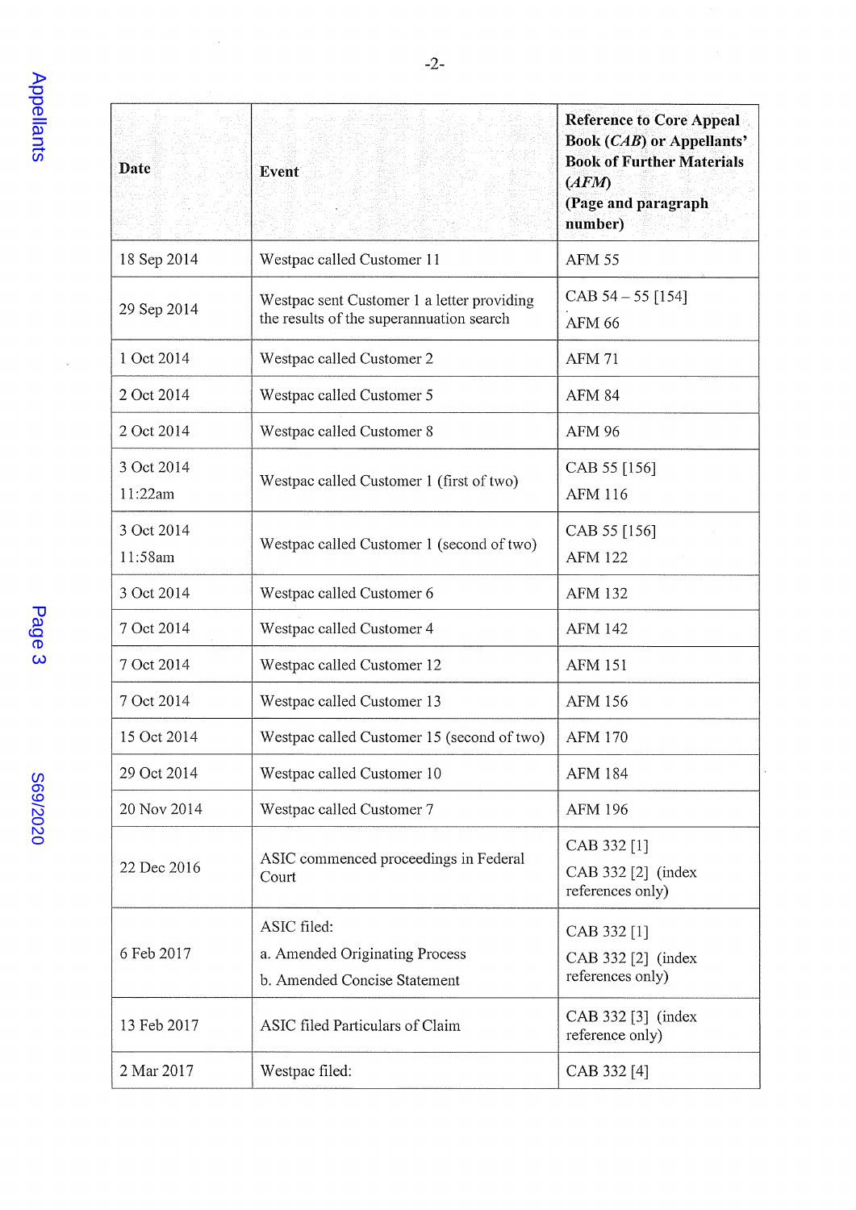| Date | Event | Reference to Core Appeal Book (*CAB*) or Appellants' Book of Further Materials (*AFM*) (Page and paragraph number) |
|---|---|---|
| 18 Sep 2014 | Westpac called Customer 11 | AFM 55 |
| 29 Sep 2014 | Westpac sent Customer 1 a letter providing the results of the superannuation search | CAB 54 – 55 [154]<br>AFM 66 |
| 1 Oct 2014 | Westpac called Customer 2 | AFM 71 |
| 2 Oct 2014 | Westpac called Customer 5 | AFM 84 |
| 2 Oct 2014 | Westpac called Customer 8 | AFM 96 |
| 3 Oct 2014<br>11:22am | Westpac called Customer 1 (first of two) | CAB 55 [156]<br>AFM 116 |
| 3 Oct 2014<br>11:58am | Westpac called Customer 1 (second of two) | CAB 55 [156]<br>AFM 122 |
| 3 Oct 2014 | Westpac called Customer 6 | AFM 132 |
| 7 Oct 2014 | Westpac called Customer 4 | AFM 142 |
| 7 Oct 2014 | Westpac called Customer 12 | AFM 151 |
| 7 Oct 2014 | Westpac called Customer 13 | AFM 156 |
| 15 Oct 2014 | Westpac called Customer 15 (second of two) | AFM 170 |
| 29 Oct 2014 | Westpac called Customer 10 | AFM 184 |
| 20 Nov 2014 | Westpac called Customer 7 | AFM 196 |
| 22 Dec 2016 | ASIC commenced proceedings in Federal Court | CAB 332 [1]<br>CAB 332 [2] (index references only) |
| 6 Feb 2017 | ASIC filed:<br>a. Amended Originating Process<br>b. Amended Concise Statement | CAB 332 [1]<br>CAB 332 [2] (index references only) |
| 13 Feb 2017 | ASIC filed Particulars of Claim | CAB 332 [3] (index reference only) |
| 2 Mar 2017 | Westpac filed: | CAB 332 [4] |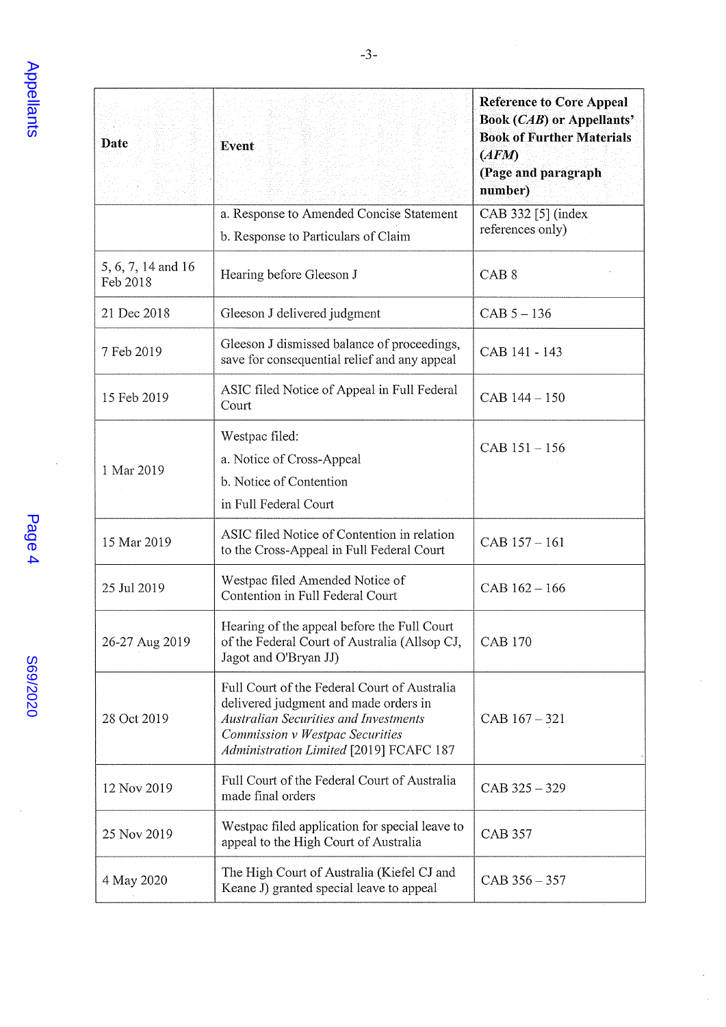| Date | Event | Reference to Core Appeal Book (*CAB*) or Appellants' Book of Further Materials (*AFM*) (Page and paragraph number) |
|---|---|---|
| | a. Response to Amended Concise Statement<br>b. Response to Particulars of Claim | CAB 332 [5] (index references only) |
| 5, 6, 7, 14 and 16 Feb 2018 | Hearing before Gleeson J | CAB 8 |
| 21 Dec 2018 | Gleeson J delivered judgment | CAB 5 – 136 |
| 7 Feb 2019 | Gleeson J dismissed balance of proceedings, save for consequential relief and any appeal | CAB 141 - 143 |
| 15 Feb 2019 | ASIC filed Notice of Appeal in Full Federal Court | CAB 144 – 150 |
| 1 Mar 2019 | Westpac filed:<br>a. Notice of Cross-Appeal<br>b. Notice of Contention<br>in Full Federal Court | CAB 151 – 156 |
| 15 Mar 2019 | ASIC filed Notice of Contention in relation to the Cross-Appeal in Full Federal Court | CAB 157 – 161 |
| 25 Jul 2019 | Westpac filed Amended Notice of Contention in Full Federal Court | CAB 162 – 166 |
| 26-27 Aug 2019 | Hearing of the appeal before the Full Court of the Federal Court of Australia (Allsop CJ, Jagot and O'Bryan JJ) | CAB 170 |
| 28 Oct 2019 | Full Court of the Federal Court of Australia delivered judgment and made orders in *Australian Securities and Investments Commission v Westpac Securities Administration Limited* [2019] FCAFC 187 | CAB 167 – 321 |
| 12 Nov 2019 | Full Court of the Federal Court of Australia made final orders | CAB 325 – 329 |
| 25 Nov 2019 | Westpac filed application for special leave to appeal to the High Court of Australia | CAB 357 |
| 4 May 2020 | The High Court of Australia (Kiefel CJ and Keane J) granted special leave to appeal | CAB 356 – 357 |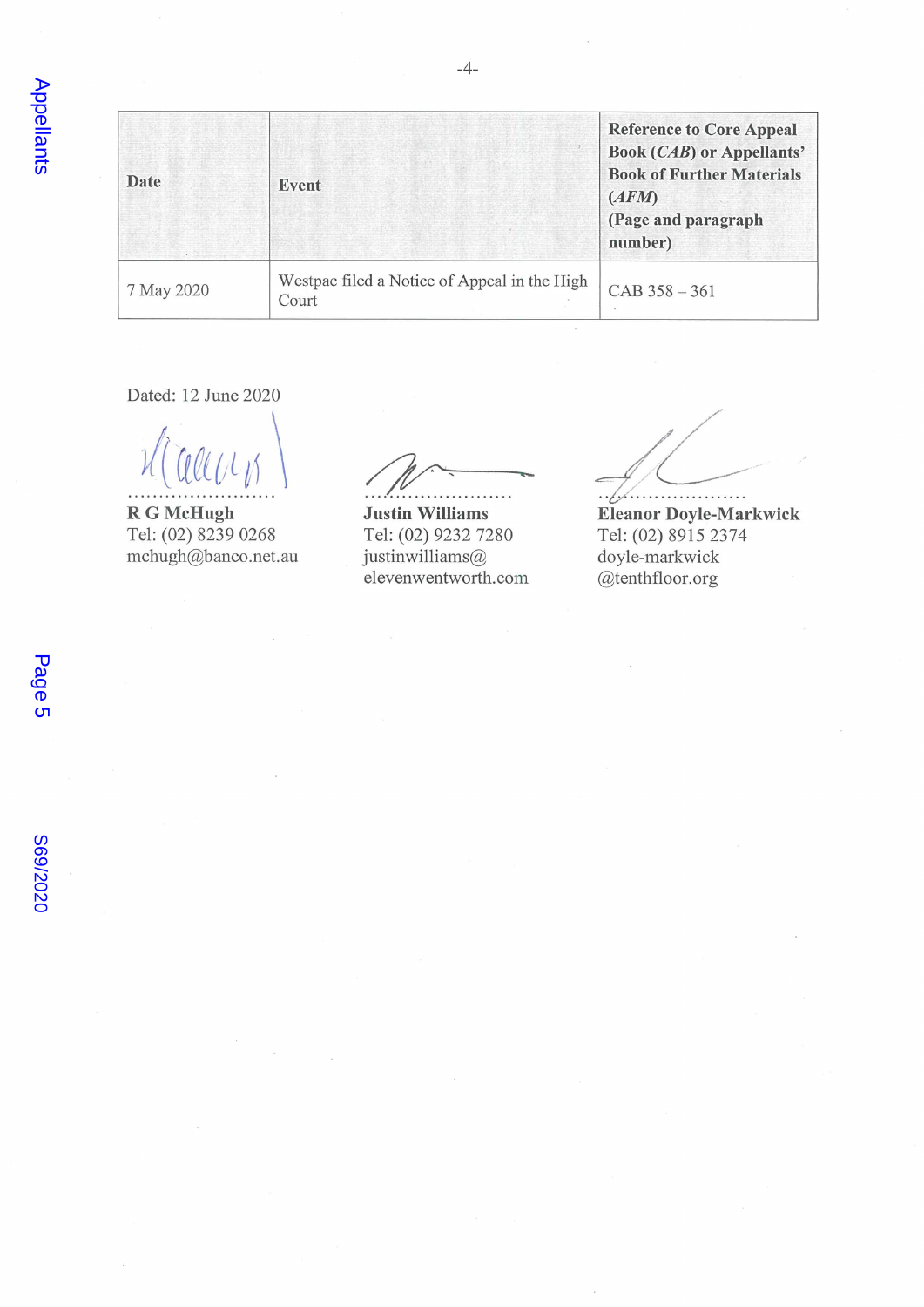| Date | Event | Reference to Core Appeal Book (*CAB*) or Appellants' Book of Further Materials (*AFM*) (Page and paragraph number) |
|---|---|---|
| 7 May 2020 | Westpac filed a Notice of Appeal in the High Court | CAB 358 – 361 |

Dated: 12 June 2020

**R G McHugh**
Tel: (02) 8239 0268
mchugh@banco.net.au

**Justin Williams**
Tel: (02) 9232 7280
justinwilliams@elevenwentworth.com

**Eleanor Doyle-Markwick**
Tel: (02) 8915 2374
doyle-markwick@tenthfloor.org